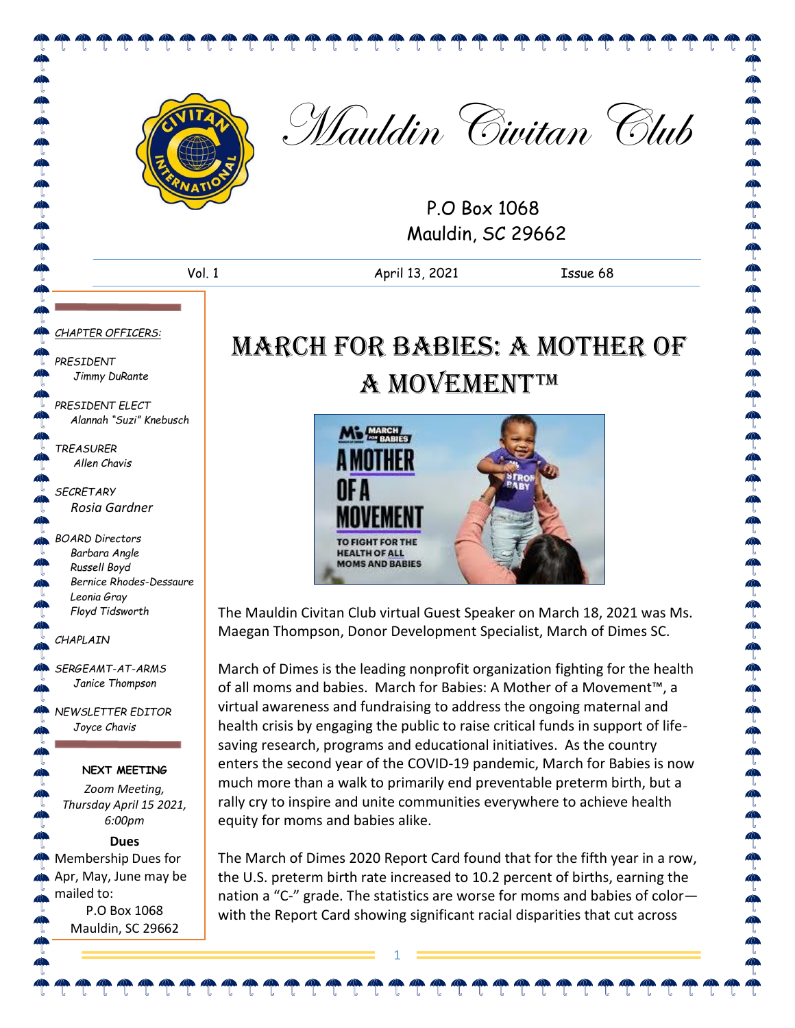# Mauldin Civitan Club

P.O Box 1068
Mauldin, SC 29662

Vol. 1 | April 13, 2021 | Issue 68

*CHAPTER OFFICERS:*

*PRESIDENT*
*Jimmy DuRante*

*PRESIDENT ELECT*
*Alannah "Suzi" Knebusch*

*TREASURER*
*Allen Chavis*

*SECRETARY*
*Rosia Gardner*

*BOARD Directors*
*Barbara Angle*
*Russell Boyd*
*Bernice Rhodes-Dessaure*
*Leonia Gray*
*Floyd Tidsworth*

*CHAPLAIN*

*SERGEAMT-AT-ARMS*
*Janice Thompson*

*NEWSLETTER EDITOR*
*Joyce Chavis*

**NEXT MEETING**

*Zoom Meeting, Thursday April 15 2021, 6:00pm*

**Dues**

Membership Dues for Apr, May, June may be mailed to:
P.O Box 1068
Mauldin, SC 29662

## March for Babies: A Mother of a Movement™

The Mauldin Civitan Club virtual Guest Speaker on March 18, 2021 was Ms. Maegan Thompson, Donor Development Specialist, March of Dimes SC.

March of Dimes is the leading nonprofit organization fighting for the health of all moms and babies. March for Babies: A Mother of a Movement™, a virtual awareness and fundraising to address the ongoing maternal and health crisis by engaging the public to raise critical funds in support of life-saving research, programs and educational initiatives. As the country enters the second year of the COVID-19 pandemic, March for Babies is now much more than a walk to primarily end preventable preterm birth, but a rally cry to inspire and unite communities everywhere to achieve health equity for moms and babies alike.

The March of Dimes 2020 Report Card found that for the fifth year in a row, the U.S. preterm birth rate increased to 10.2 percent of births, earning the nation a "C-" grade. The statistics are worse for moms and babies of color—with the Report Card showing significant racial disparities that cut across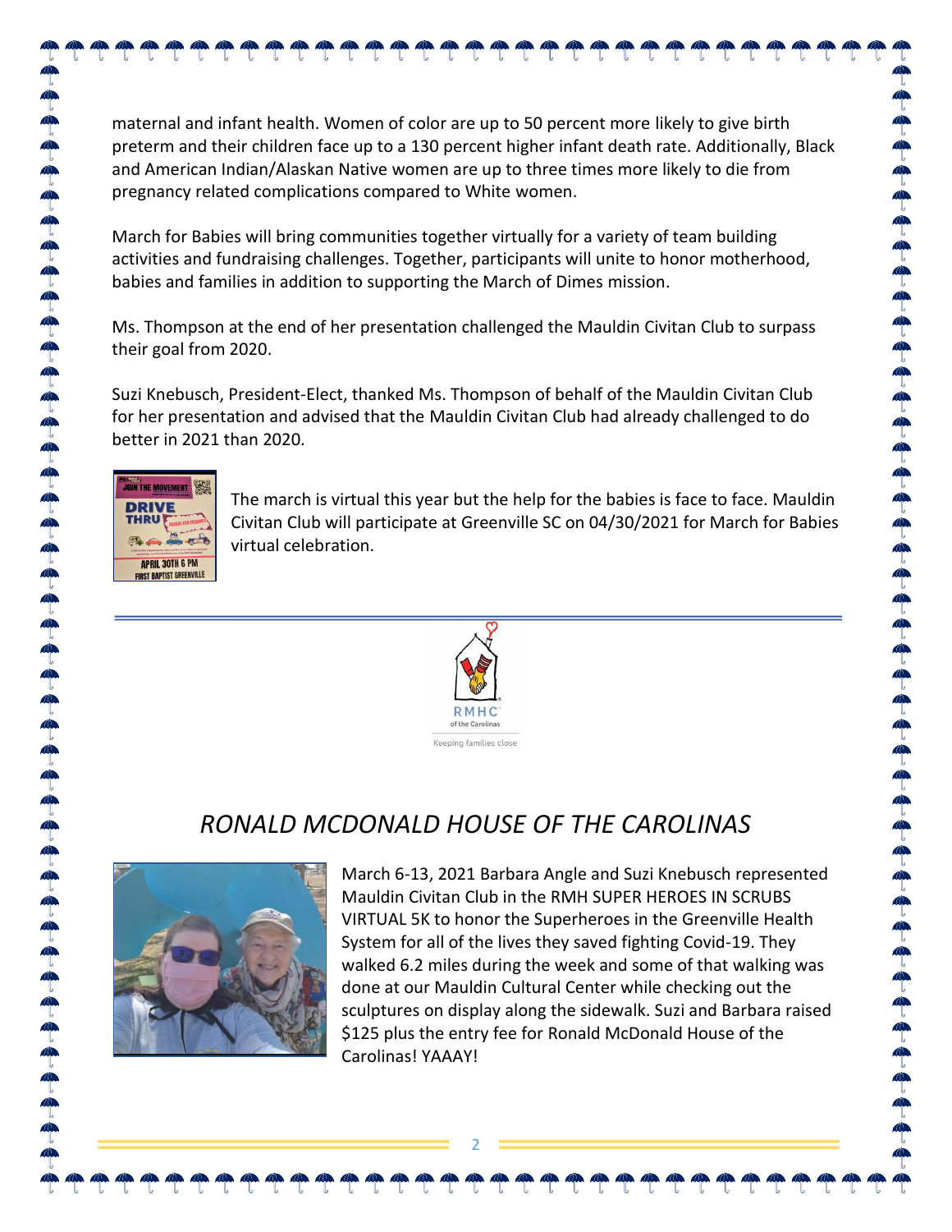maternal and infant health. Women of color are up to 50 percent more likely to give birth preterm and their children face up to a 130 percent higher infant death rate. Additionally, Black and American Indian/Alaskan Native women are up to three times more likely to die from pregnancy related complications compared to White women.

March for Babies will bring communities together virtually for a variety of team building activities and fundraising challenges. Together, participants will unite to honor motherhood, babies and families in addition to supporting the March of Dimes mission.

Ms. Thompson at the end of her presentation challenged the Mauldin Civitan Club to surpass their goal from 2020.

Suzi Knebusch, President-Elect, thanked Ms. Thompson of behalf of the Mauldin Civitan Club for her presentation and advised that the Mauldin Civitan Club had already challenged to do better in 2021 than 2020.

The march is virtual this year but the help for the babies is face to face. Mauldin Civitan Club will participate at Greenville SC on 04/30/2021 for March for Babies virtual celebration.

---

## *RONALD MCDONALD HOUSE OF THE CAROLINAS*

March 6-13, 2021 Barbara Angle and Suzi Knebusch represented Mauldin Civitan Club in the RMH SUPER HEROES IN SCRUBS VIRTUAL 5K to honor the Superheroes in the Greenville Health System for all of the lives they saved fighting Covid-19. They walked 6.2 miles during the week and some of that walking was done at our Mauldin Cultural Center while checking out the sculptures on display along the sidewalk. Suzi and Barbara raised $125 plus the entry fee for Ronald McDonald House of the Carolinas! YAAAY!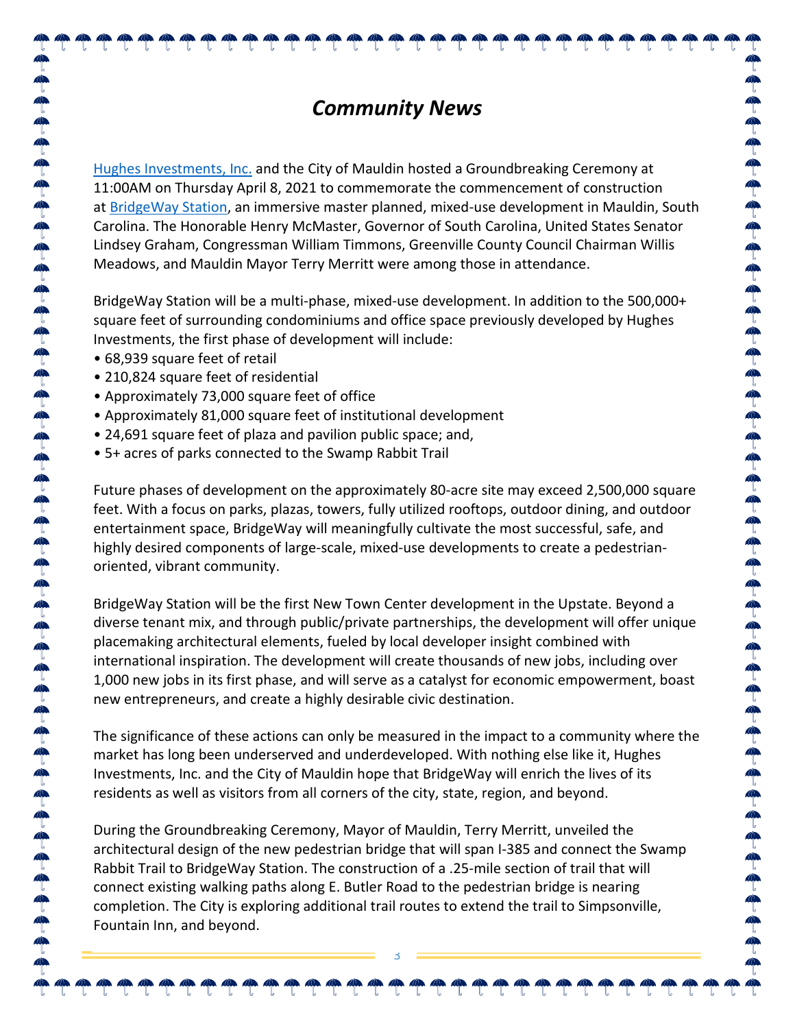# *Community News*

Hughes Investments, Inc. and the City of Mauldin hosted a Groundbreaking Ceremony at 11:00AM on Thursday April 8, 2021 to commemorate the commencement of construction at BridgeWay Station, an immersive master planned, mixed-use development in Mauldin, South Carolina. The Honorable Henry McMaster, Governor of South Carolina, United States Senator Lindsey Graham, Congressman William Timmons, Greenville County Council Chairman Willis Meadows, and Mauldin Mayor Terry Merritt were among those in attendance.

BridgeWay Station will be a multi-phase, mixed-use development. In addition to the 500,000+ square feet of surrounding condominiums and office space previously developed by Hughes Investments, the first phase of development will include:

- 68,939 square feet of retail
- 210,824 square feet of residential
- Approximately 73,000 square feet of office
- Approximately 81,000 square feet of institutional development
- 24,691 square feet of plaza and pavilion public space; and,
- 5+ acres of parks connected to the Swamp Rabbit Trail

Future phases of development on the approximately 80-acre site may exceed 2,500,000 square feet. With a focus on parks, plazas, towers, fully utilized rooftops, outdoor dining, and outdoor entertainment space, BridgeWay will meaningfully cultivate the most successful, safe, and highly desired components of large-scale, mixed-use developments to create a pedestrian-oriented, vibrant community.

BridgeWay Station will be the first New Town Center development in the Upstate. Beyond a diverse tenant mix, and through public/private partnerships, the development will offer unique placemaking architectural elements, fueled by local developer insight combined with international inspiration. The development will create thousands of new jobs, including over 1,000 new jobs in its first phase, and will serve as a catalyst for economic empowerment, boast new entrepreneurs, and create a highly desirable civic destination.

The significance of these actions can only be measured in the impact to a community where the market has long been underserved and underdeveloped. With nothing else like it, Hughes Investments, Inc. and the City of Mauldin hope that BridgeWay will enrich the lives of its residents as well as visitors from all corners of the city, state, region, and beyond.

During the Groundbreaking Ceremony, Mayor of Mauldin, Terry Merritt, unveiled the architectural design of the new pedestrian bridge that will span I-385 and connect the Swamp Rabbit Trail to BridgeWay Station. The construction of a .25-mile section of trail that will connect existing walking paths along E. Butler Road to the pedestrian bridge is nearing completion. The City is exploring additional trail routes to extend the trail to Simpsonville, Fountain Inn, and beyond.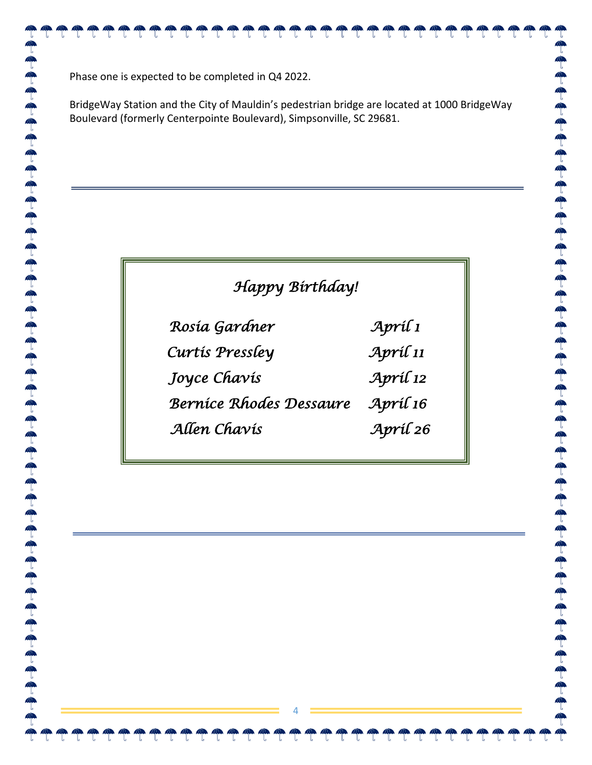Phase one is expected to be completed in Q4 2022.

BridgeWay Station and the City of Mauldin's pedestrian bridge are located at 1000 BridgeWay Boulevard (formerly Centerpointe Boulevard), Simpsonville, SC 29681.

---

## *Happy Birthday!*

| | |
|---|---|
| *Rosia Gardner* | *April 1* |
| *Curtis Pressley* | *April 11* |
| *Joyce Chavis* | *April 12* |
| *Bernice Rhodes Dessaure* | *April 16* |
| *Allen Chavis* | *April 26* |

---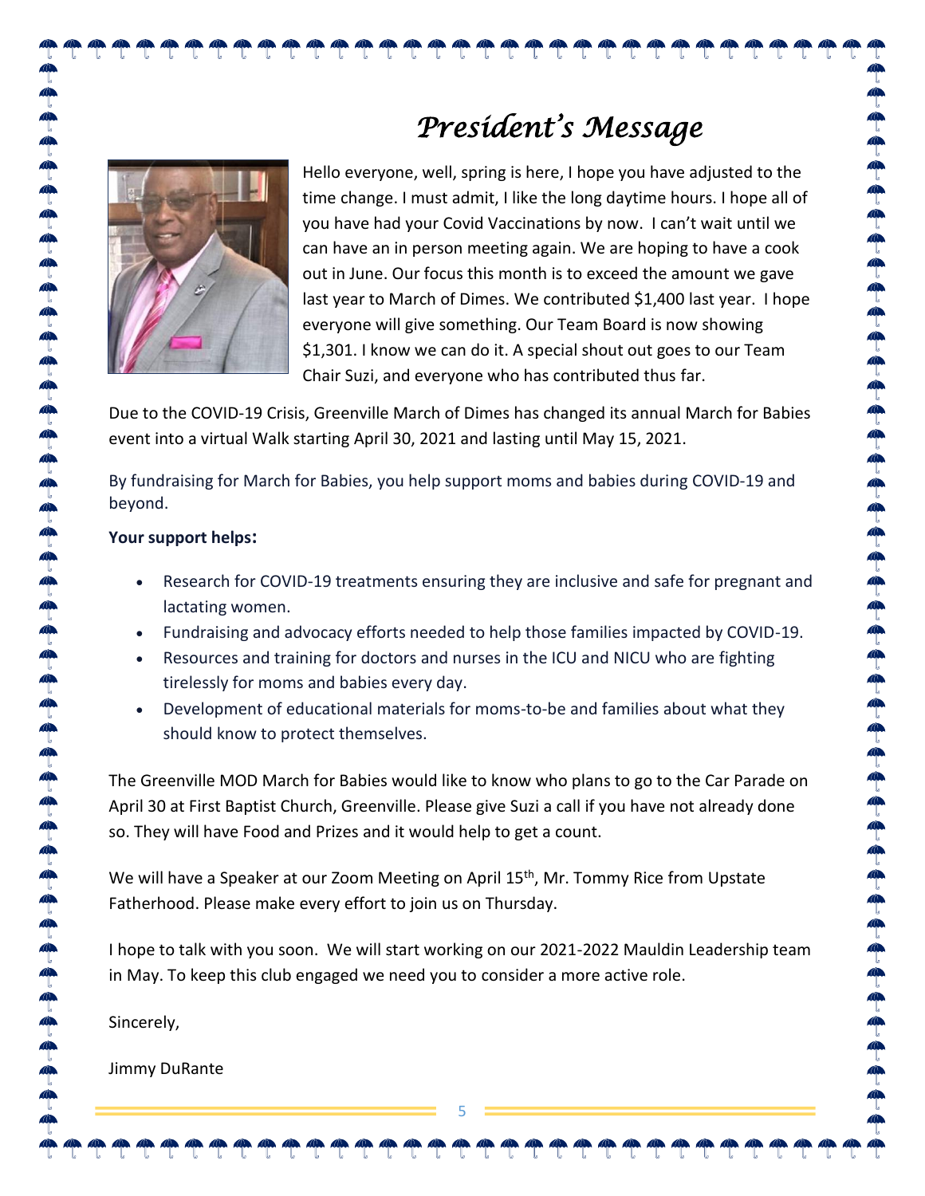# *President's Message*

Hello everyone, well, spring is here, I hope you have adjusted to the time change. I must admit, I like the long daytime hours. I hope all of you have had your Covid Vaccinations by now. I can't wait until we can have an in person meeting again. We are hoping to have a cook out in June. Our focus this month is to exceed the amount we gave last year to March of Dimes. We contributed $1,400 last year. I hope everyone will give something. Our Team Board is now showing $1,301. I know we can do it. A special shout out goes to our Team Chair Suzi, and everyone who has contributed thus far.

Due to the COVID-19 Crisis, Greenville March of Dimes has changed its annual March for Babies event into a virtual Walk starting April 30, 2021 and lasting until May 15, 2021.

By fundraising for March for Babies, you help support moms and babies during COVID-19 and beyond.

**Your support helps:**

- Research for COVID-19 treatments ensuring they are inclusive and safe for pregnant and lactating women.
- Fundraising and advocacy efforts needed to help those families impacted by COVID-19.
- Resources and training for doctors and nurses in the ICU and NICU who are fighting tirelessly for moms and babies every day.
- Development of educational materials for moms-to-be and families about what they should know to protect themselves.

The Greenville MOD March for Babies would like to know who plans to go to the Car Parade on April 30 at First Baptist Church, Greenville. Please give Suzi a call if you have not already done so. They will have Food and Prizes and it would help to get a count.

We will have a Speaker at our Zoom Meeting on April 15th, Mr. Tommy Rice from Upstate Fatherhood. Please make every effort to join us on Thursday.

I hope to talk with you soon. We will start working on our 2021-2022 Mauldin Leadership team in May. To keep this club engaged we need you to consider a more active role.

Sincerely,

Jimmy DuRante